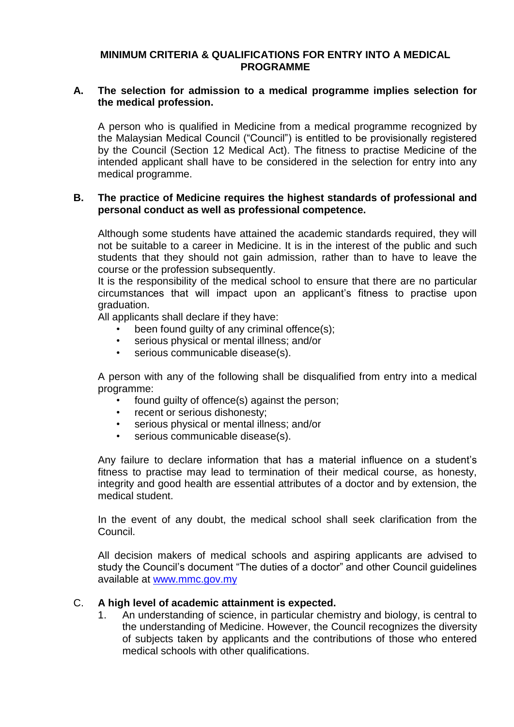# MINIMUM CRITERIA & QUALIFICATIONS FOR ENTRY INTO A MEDICAL PROGRAMME

## A. The selection for admission to a medical programme implies selection for the medical profession.

A person who is qualified in Medicine from a medical programme recognized by the Malaysian Medical Council ("Council") is entitled to be provisionally registered by the Council (Section 12 Medical Act). The fitness to practise Medicine of the intended applicant shall have to be considered in the selection for entry into any medical programme.

## B. The practice of Medicine requires the highest standards of professional and personal conduct as well as professional competence.

Although some students have attained the academic standards required, they will not be suitable to a career in Medicine. It is in the interest of the public and such students that they should not gain admission, rather than to have to leave the course or the profession subsequently.
It is the responsibility of the medical school to ensure that there are no particular circumstances that will impact upon an applicant's fitness to practise upon graduation.
All applicants shall declare if they have:

- been found guilty of any criminal offence(s);
- serious physical or mental illness; and/or
- serious communicable disease(s).

A person with any of the following shall be disqualified from entry into a medical programme:

- found guilty of offence(s) against the person;
- recent or serious dishonesty;
- serious physical or mental illness; and/or
- serious communicable disease(s).

Any failure to declare information that has a material influence on a student's fitness to practise may lead to termination of their medical course, as honesty, integrity and good health are essential attributes of a doctor and by extension, the medical student.

In the event of any doubt, the medical school shall seek clarification from the Council.

All decision makers of medical schools and aspiring applicants are advised to study the Council's document "The duties of a doctor" and other Council guidelines available at www.mmc.gov.my

## C. A high level of academic attainment is expected.

1. An understanding of science, in particular chemistry and biology, is central to the understanding of Medicine. However, the Council recognizes the diversity of subjects taken by applicants and the contributions of those who entered medical schools with other qualifications.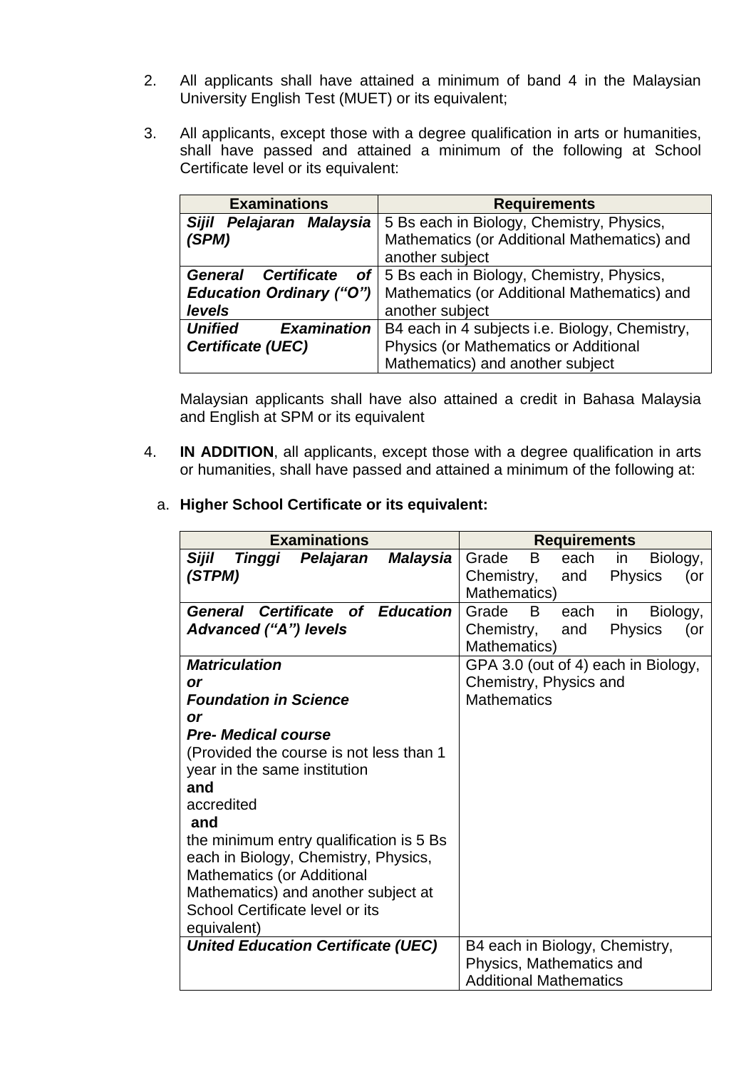2. All applicants shall have attained a minimum of band 4 in the Malaysian University English Test (MUET) or its equivalent;

3. All applicants, except those with a degree qualification in arts or humanities, shall have passed and attained a minimum of the following at School Certificate level or its equivalent:

| Examinations | Requirements |
|---|---|
| ***Sijil Pelajaran Malaysia (SPM)*** | 5 Bs each in Biology, Chemistry, Physics, Mathematics (or Additional Mathematics) and another subject |
| ***General Certificate of Education Ordinary ("O") levels*** | 5 Bs each in Biology, Chemistry, Physics, Mathematics (or Additional Mathematics) and another subject |
| ***Unified Examination Certificate (UEC)*** | B4 each in 4 subjects i.e. Biology, Chemistry, Physics (or Mathematics or Additional Mathematics) and another subject |

Malaysian applicants shall have also attained a credit in Bahasa Malaysia and English at SPM or its equivalent

4. **IN ADDITION**, all applicants, except those with a degree qualification in arts or humanities, shall have passed and attained a minimum of the following at:

a. **Higher School Certificate or its equivalent:**

| Examinations | Requirements |
|---|---|
| ***Sijil Tinggi Pelajaran Malaysia (STPM)*** | Grade B each in Biology, Chemistry, and Physics (or Mathematics) |
| ***General Certificate of Education Advanced ("A") levels*** | Grade B each in Biology, Chemistry, and Physics (or Mathematics) |
| ***Matriculation*** <br> ***or*** <br> ***Foundation in Science*** <br> ***or*** <br> ***Pre- Medical course*** <br> (Provided the course is not less than 1 year in the same institution <br> **and** <br> accredited <br> **and** <br> the minimum entry qualification is 5 Bs each in Biology, Chemistry, Physics, Mathematics (or Additional Mathematics) and another subject at School Certificate level or its equivalent) | GPA 3.0 (out of 4) each in Biology, Chemistry, Physics and Mathematics |
| ***United Education Certificate (UEC)*** | B4 each in Biology, Chemistry, Physics, Mathematics and Additional Mathematics |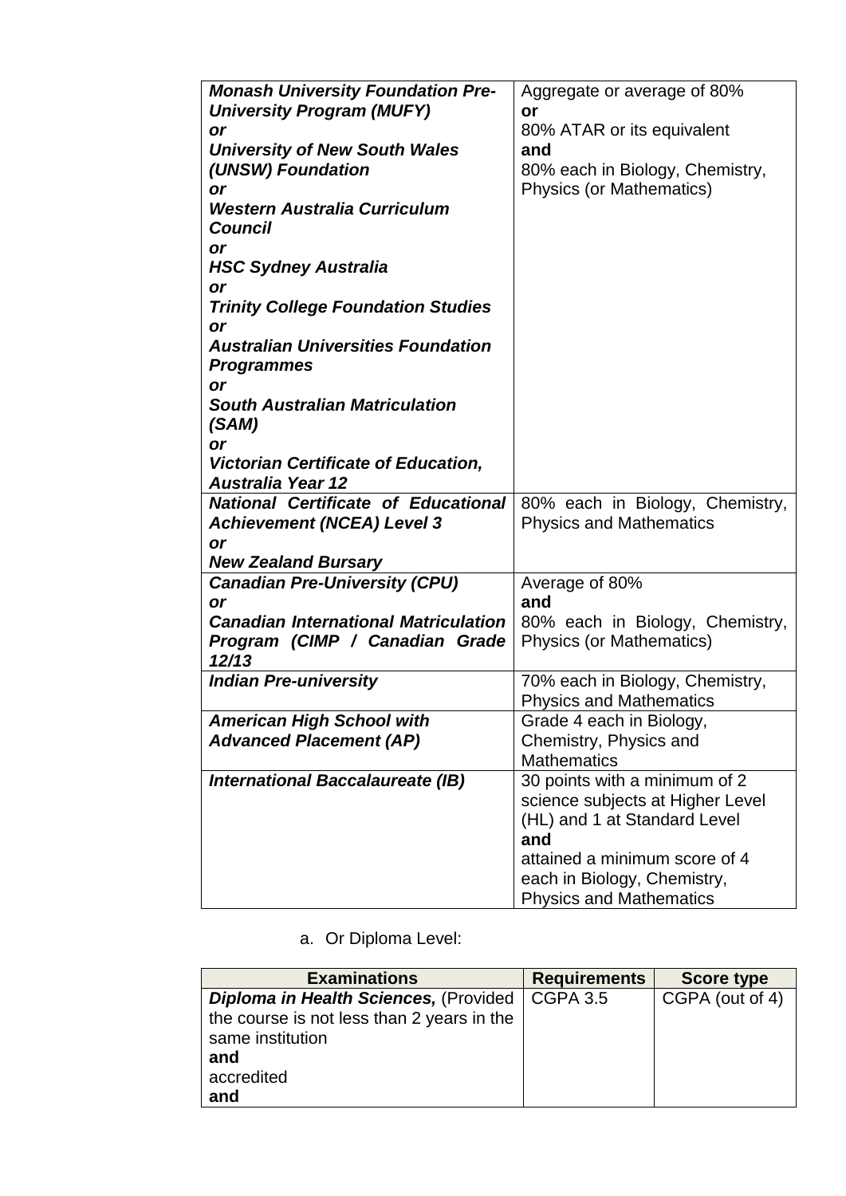| | |
|---|---|
| ***Monash University Foundation Pre-University Program (MUFY)*** <br> ***or*** <br> ***University of New South Wales (UNSW) Foundation*** <br> ***or*** <br> ***Western Australia Curriculum Council*** <br> ***or*** <br> ***HSC Sydney Australia*** <br> ***or*** <br> ***Trinity College Foundation Studies*** <br> ***or*** <br> ***Australian Universities Foundation Programmes*** <br> ***or*** <br> ***South Australian Matriculation (SAM)*** <br> ***or*** <br> ***Victorian Certificate of Education, Australia Year 12*** | Aggregate or average of 80% <br> **or** <br> 80% ATAR or its equivalent <br> **and** <br> 80% each in Biology, Chemistry, Physics (or Mathematics) |
| ***National Certificate of Educational Achievement (NCEA) Level 3*** <br> ***or*** <br> ***New Zealand Bursary*** | 80% each in Biology, Chemistry, Physics and Mathematics |
| ***Canadian Pre-University (CPU)*** <br> ***or*** <br> ***Canadian International Matriculation Program (CIMP / Canadian Grade 12/13*** | Average of 80% <br> **and** <br> 80% each in Biology, Chemistry, Physics (or Mathematics) |
| ***Indian Pre-university*** | 70% each in Biology, Chemistry, Physics and Mathematics |
| ***American High School with Advanced Placement (AP)*** | Grade 4 each in Biology, Chemistry, Physics and Mathematics |
| ***International Baccalaureate (IB)*** | 30 points with a minimum of 2 science subjects at Higher Level (HL) and 1 at Standard Level <br> **and** <br> attained a minimum score of 4 each in Biology, Chemistry, Physics and Mathematics |

a. Or Diploma Level:

| Examinations | Requirements | Score type |
|---|---|---|
| ***Diploma in Health Sciences,*** (Provided the course is not less than 2 years in the same institution <br> **and** <br> accredited <br> **and** | CGPA 3.5 | CGPA (out of 4) |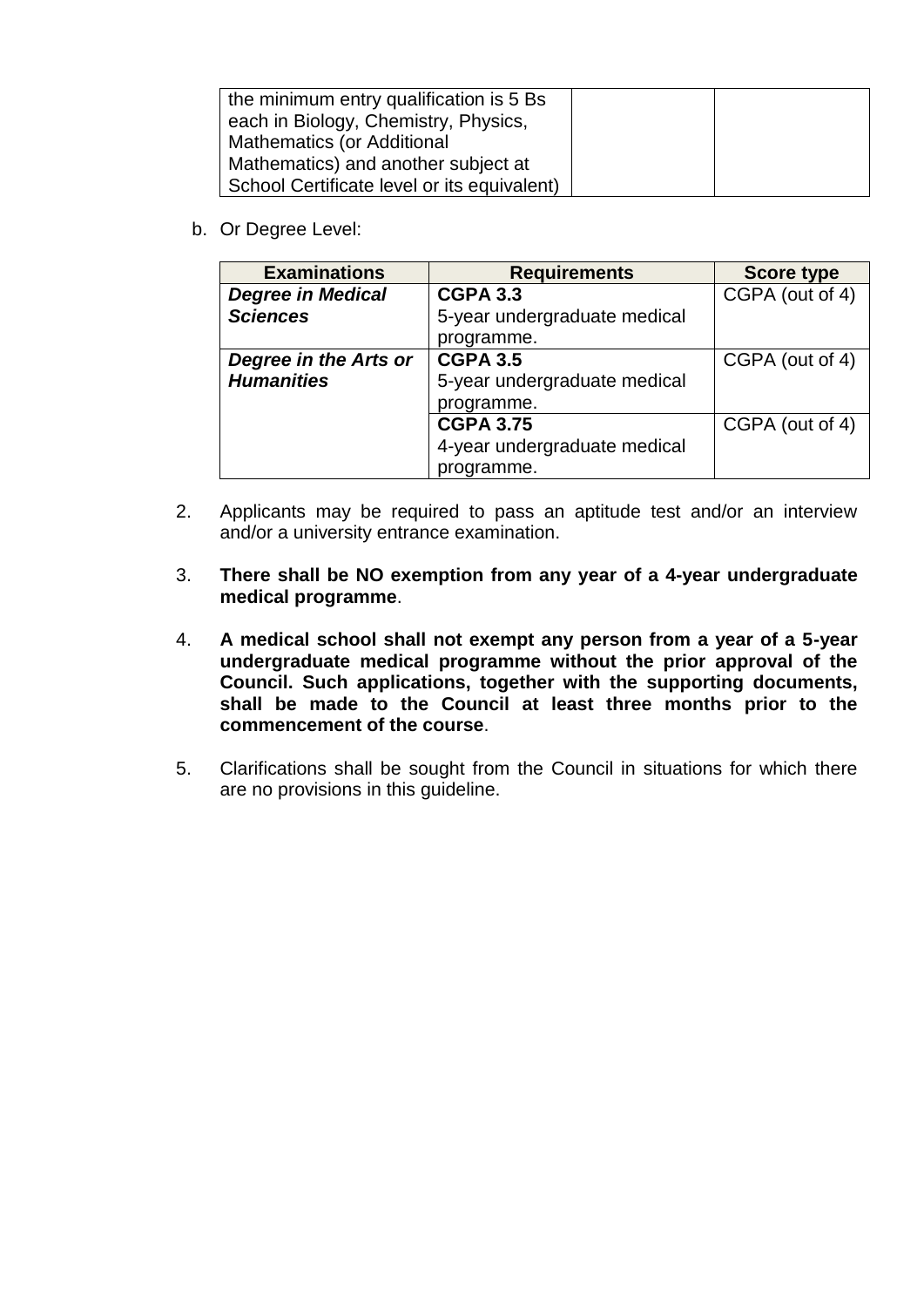| | | |
|---|---|---|
| the minimum entry qualification is 5 Bs each in Biology, Chemistry, Physics, Mathematics (or Additional Mathematics) and another subject at School Certificate level or its equivalent) | | |

b. Or Degree Level:

| Examinations | Requirements | Score type |
|---|---|---|
| ***Degree in Medical Sciences*** | **CGPA 3.3** 5-year undergraduate medical programme. | CGPA (out of 4) |
| ***Degree in the Arts or Humanities*** | **CGPA 3.5** 5-year undergraduate medical programme. | CGPA (out of 4) |
| | **CGPA 3.75** 4-year undergraduate medical programme. | CGPA (out of 4) |

2. Applicants may be required to pass an aptitude test and/or an interview and/or a university entrance examination.

3. **There shall be NO exemption from any year of a 4-year undergraduate medical programme**.

4. **A medical school shall not exempt any person from a year of a 5-year undergraduate medical programme without the prior approval of the Council. Such applications, together with the supporting documents, shall be made to the Council at least three months prior to the commencement of the course**.

5. Clarifications shall be sought from the Council in situations for which there are no provisions in this guideline.